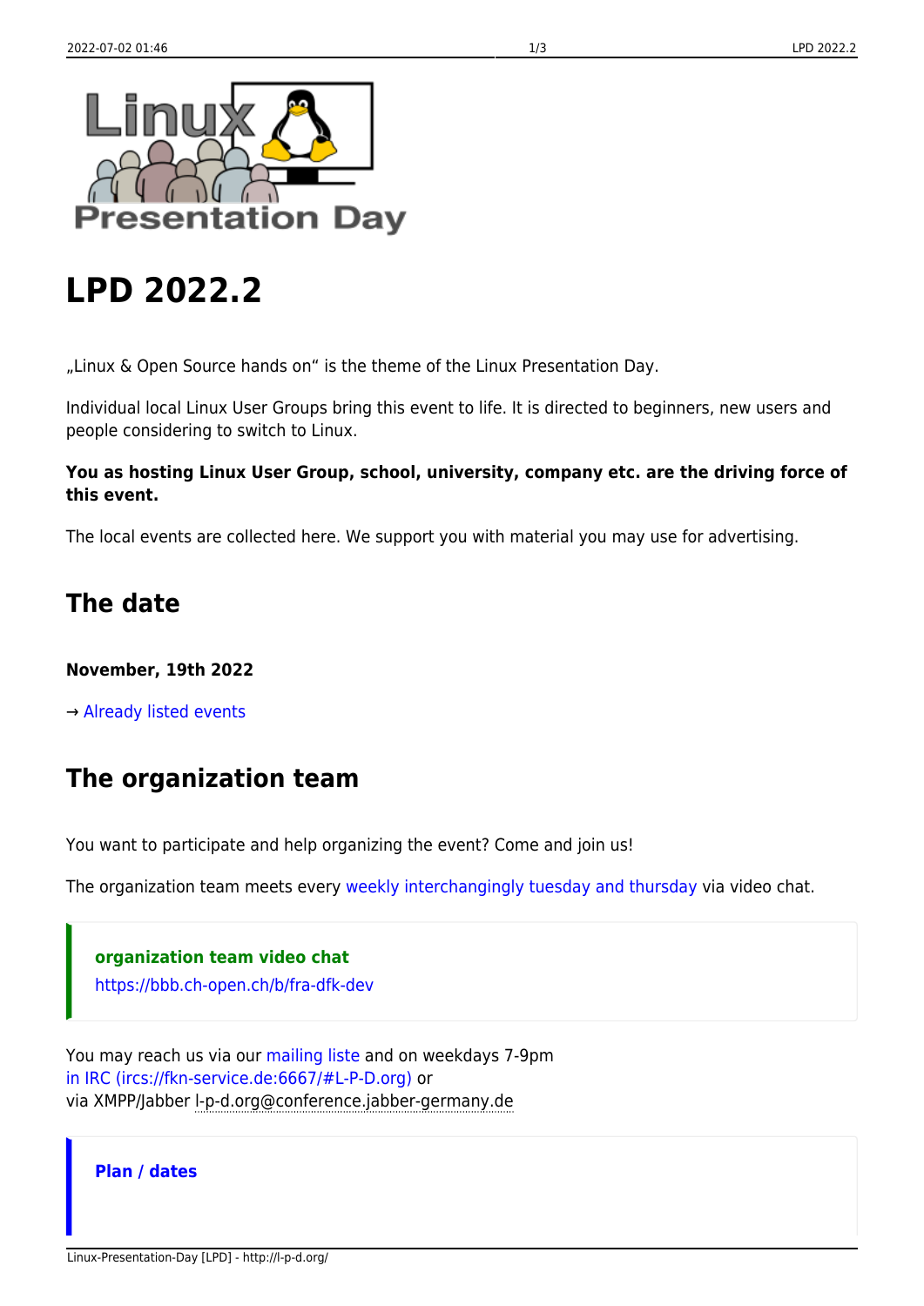# LPD 2022.2

„Linux & Open Source hands on" is the theme of the Linux Presentation Day.

Individual local Linux User Groups bring this event to life. It is directed to beginners, new users and people considering to switch to Linux.

**You as hosting Linux User Group, school, university, company etc. are the driving force of this event.**

The local events are collected here. We support you with material you may use for advertising.

## The date

**November, 19th 2022**

→ Already listed events

## The organization team

You want to participate and help organizing the event? Come and join us!

The organization team meets every weekly interchangingly tuesday and thursday via video chat.

> **organization team video chat**
> https://bbb.ch-open.ch/b/fra-dfk-dev

You may reach us via our mailing liste and on weekdays 7-9pm
in IRC (ircs://fkn-service.de:6667/#L-P-D.org) or
via XMPP/Jabber l-p-d.org@conference.jabber-germany.de

> **Plan / dates**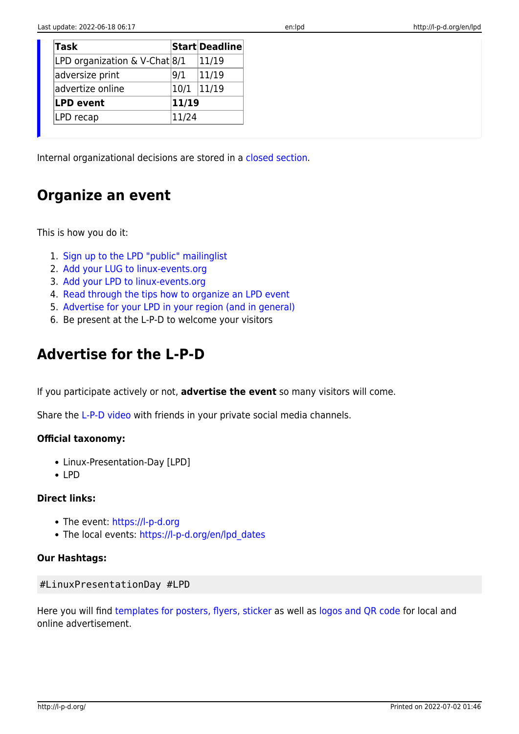| Task | Start | Deadline |
|---|---|---|
| LPD organization & V-Chat | 8/1 | 11/19 |
| adversize print | 9/1 | 11/19 |
| advertize online | 10/1 | 11/19 |
| **LPD event** | **11/19** | |
| LPD recap | 11/24 | |

Internal organizational decisions are stored in a closed section.

## Organize an event

This is how you do it:

1. Sign up to the LPD "public" mailinglist
2. Add your LUG to linux-events.org
3. Add your LPD to linux-events.org
4. Read through the tips how to organize an LPD event
5. Advertise for your LPD in your region (and in general)
6. Be present at the L-P-D to welcome your visitors

## Advertise for the L-P-D

If you participate actively or not, **advertise the event** so many visitors will come.

Share the L-P-D video with friends in your private social media channels.

**Official taxonomy:**

- Linux-Presentation-Day [LPD]
- LPD

**Direct links:**

- The event: https://l-p-d.org
- The local events: https://l-p-d.org/en/lpd_dates

**Our Hashtags:**

```
#LinuxPresentationDay #LPD
```

Here you will find templates for posters, flyers, sticker as well as logos and QR code for local and online advertisement.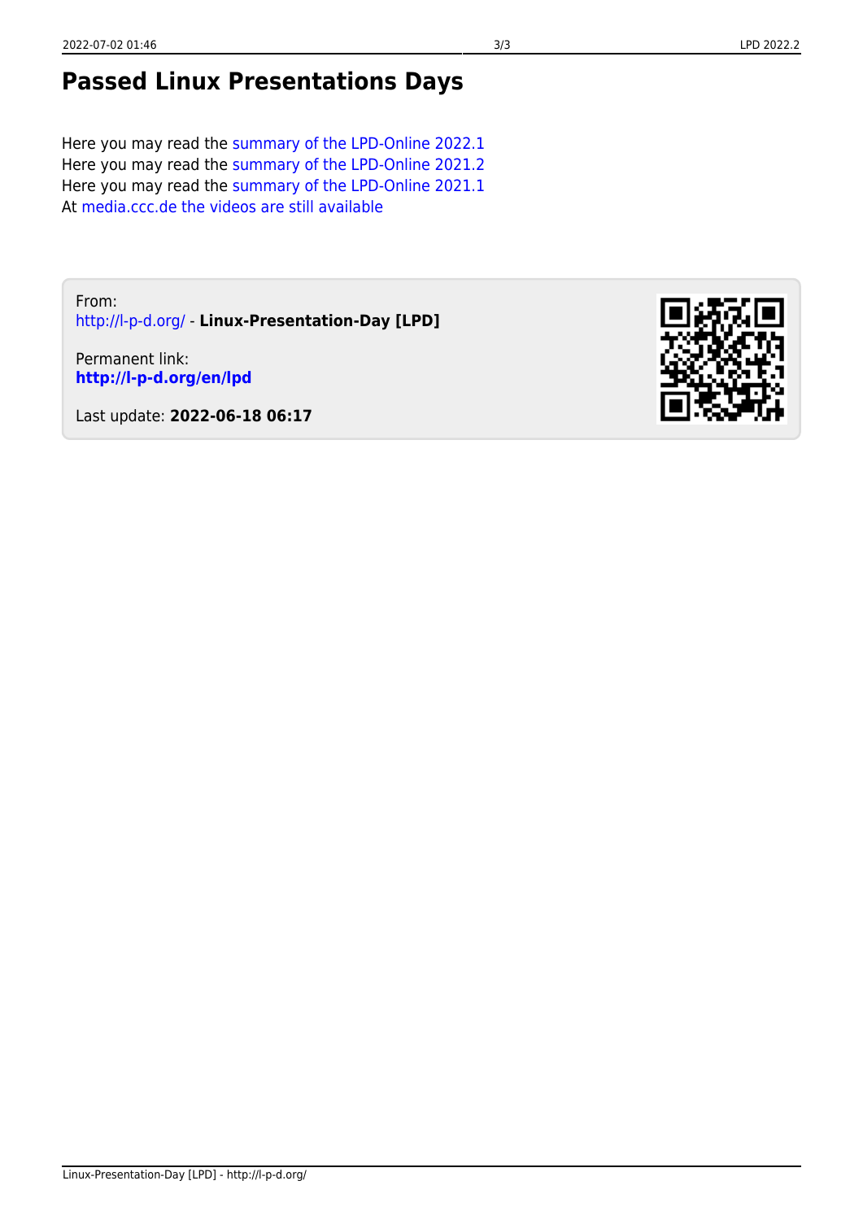# Passed Linux Presentations Days

Here you may read the summary of the LPD-Online 2022.1
Here you may read the summary of the LPD-Online 2021.2
Here you may read the summary of the LPD-Online 2021.1
At media.ccc.de the videos are still available

From:
http://l-p-d.org/ - **Linux-Presentation-Day [LPD]**

Permanent link:
**http://l-p-d.org/en/lpd**

Last update: **2022-06-18 06:17**